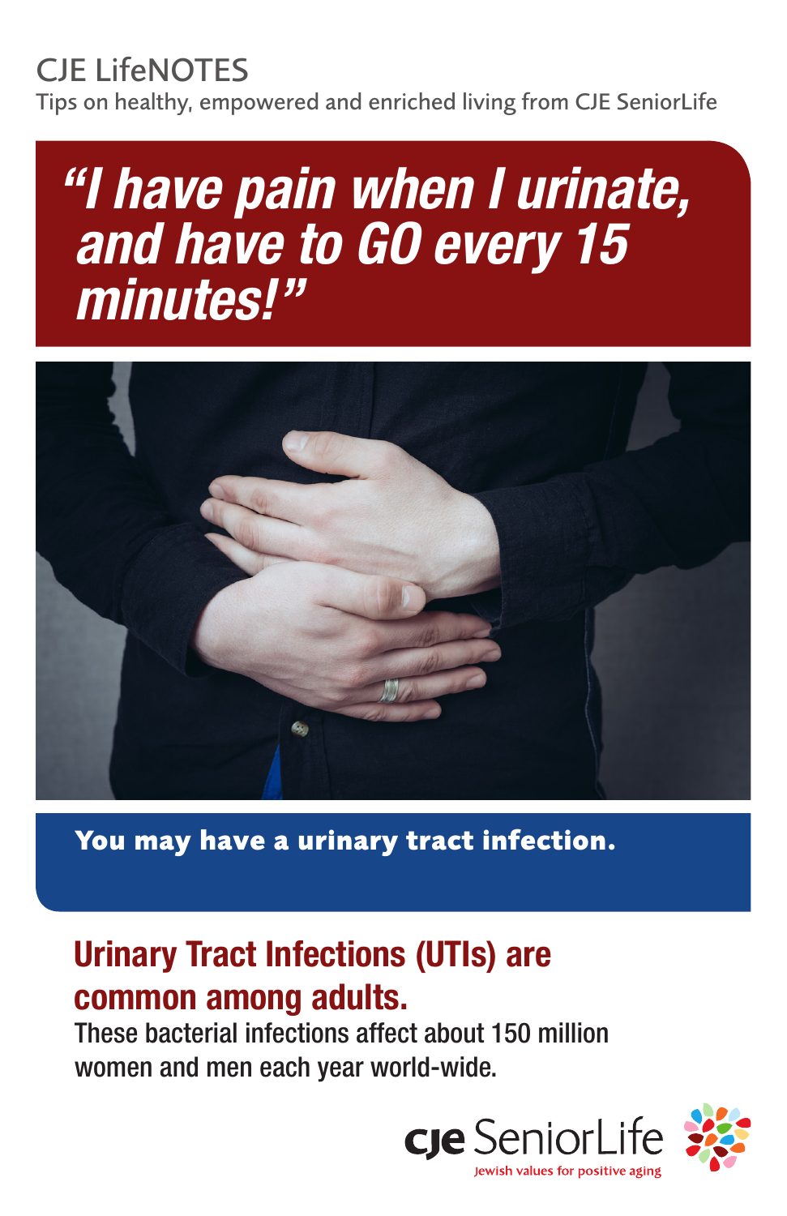CJE LifeNOTES

Tips on healthy, empowered and enriched living from CJE SeniorLife

# *"I have pain when I urinate, and have to GO every 15 minutes!"*

**You may have a urinary tract infection.**

## Urinary Tract Infections (UTIs) are common among adults.

These bacterial infections affect about 150 million women and men each year world-wide.

cje SeniorLife

Jewish values for positive aging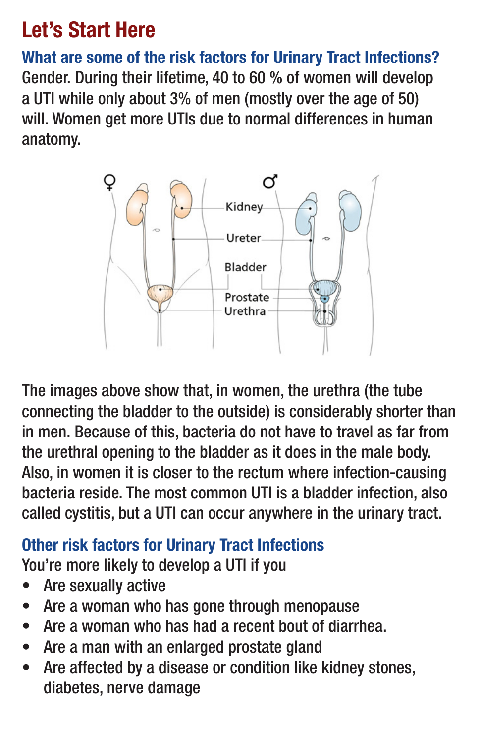# Let's Start Here

## What are some of the risk factors for Urinary Tract Infections?

Gender. During their lifetime, 40 to 60 % of women will develop a UTI while only about 3% of men (mostly over the age of 50) will. Women get more UTIs due to normal differences in human anatomy.

The images above show that, in women, the urethra (the tube connecting the bladder to the outside) is considerably shorter than in men. Because of this, bacteria do not have to travel as far from the urethral opening to the bladder as it does in the male body. Also, in women it is closer to the rectum where infection-causing bacteria reside. The most common UTI is a bladder infection, also called cystitis, but a UTI can occur anywhere in the urinary tract.

## Other risk factors for Urinary Tract Infections

You're more likely to develop a UTI if you

- Are sexually active
- Are a woman who has gone through menopause
- Are a woman who has had a recent bout of diarrhea.
- Are a man with an enlarged prostate gland
- Are affected by a disease or condition like kidney stones, diabetes, nerve damage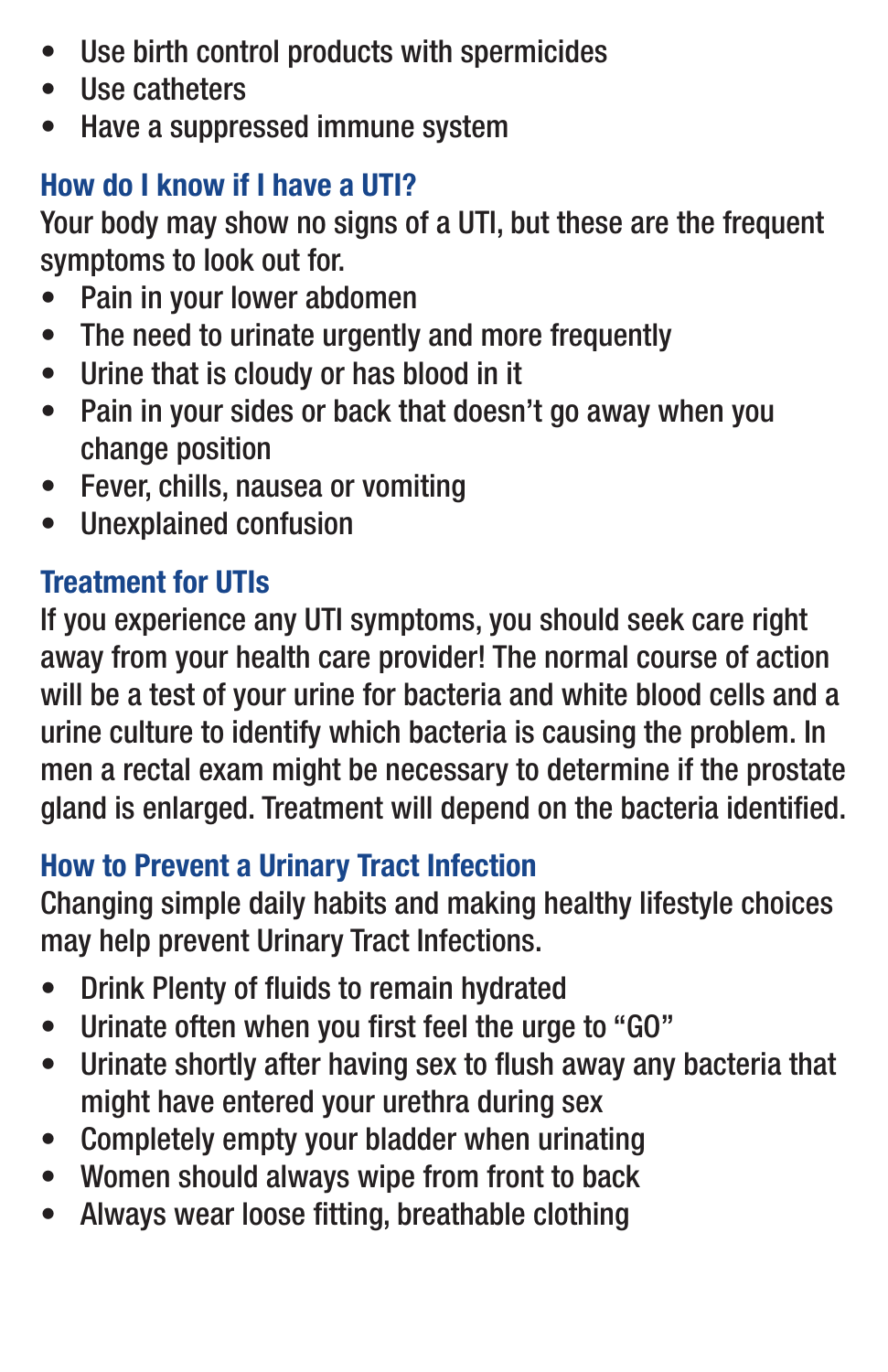- Use birth control products with spermicides
- Use catheters
- Have a suppressed immune system

## How do I know if I have a UTI?

Your body may show no signs of a UTI, but these are the frequent symptoms to look out for.

- Pain in your lower abdomen
- The need to urinate urgently and more frequently
- Urine that is cloudy or has blood in it
- Pain in your sides or back that doesn't go away when you change position
- Fever, chills, nausea or vomiting
- Unexplained confusion

## Treatment for UTIs

If you experience any UTI symptoms, you should seek care right away from your health care provider! The normal course of action will be a test of your urine for bacteria and white blood cells and a urine culture to identify which bacteria is causing the problem. In men a rectal exam might be necessary to determine if the prostate gland is enlarged. Treatment will depend on the bacteria identified.

## How to Prevent a Urinary Tract Infection

Changing simple daily habits and making healthy lifestyle choices may help prevent Urinary Tract Infections.

- Drink Plenty of fluids to remain hydrated
- Urinate often when you first feel the urge to "GO"
- Urinate shortly after having sex to flush away any bacteria that might have entered your urethra during sex
- Completely empty your bladder when urinating
- Women should always wipe from front to back
- Always wear loose fitting, breathable clothing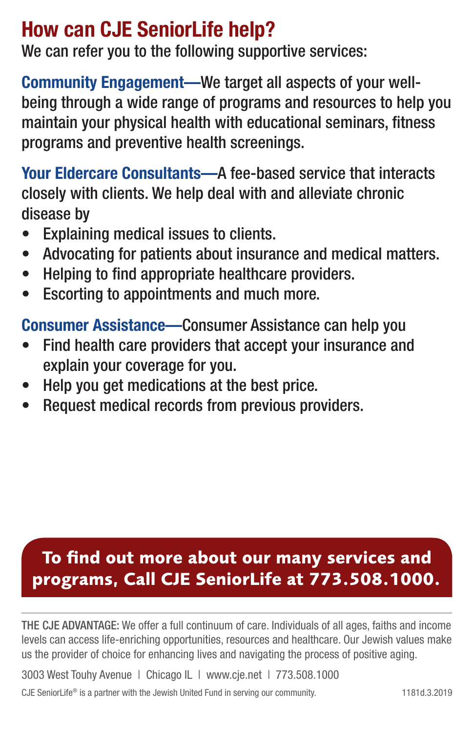## How can CJE SeniorLife help?

We can refer you to the following supportive services:

**Community Engagement**—We target all aspects of your well-being through a wide range of programs and resources to help you maintain your physical health with educational seminars, fitness programs and preventive health screenings.

**Your Eldercare Consultants**—A fee-based service that interacts closely with clients. We help deal with and alleviate chronic disease by

- Explaining medical issues to clients.
- Advocating for patients about insurance and medical matters.
- Helping to find appropriate healthcare providers.
- Escorting to appointments and much more.

**Consumer Assistance**—Consumer Assistance can help you

- Find health care providers that accept your insurance and explain your coverage for you.
- Help you get medications at the best price.
- Request medical records from previous providers.

**To find out more about our many services and programs, Call CJE SeniorLife at 773.508.1000.**

**THE CJE ADVANTAGE:** We offer a full continuum of care. Individuals of all ages, faiths and income levels can access life-enriching opportunities, resources and healthcare. Our Jewish values make us the provider of choice for enhancing lives and navigating the process of positive aging.

3003 West Touhy Avenue | Chicago IL | www.cje.net | 773.508.1000

CJE SeniorLife® is a partner with the Jewish United Fund in serving our community.

1181d.3.2019